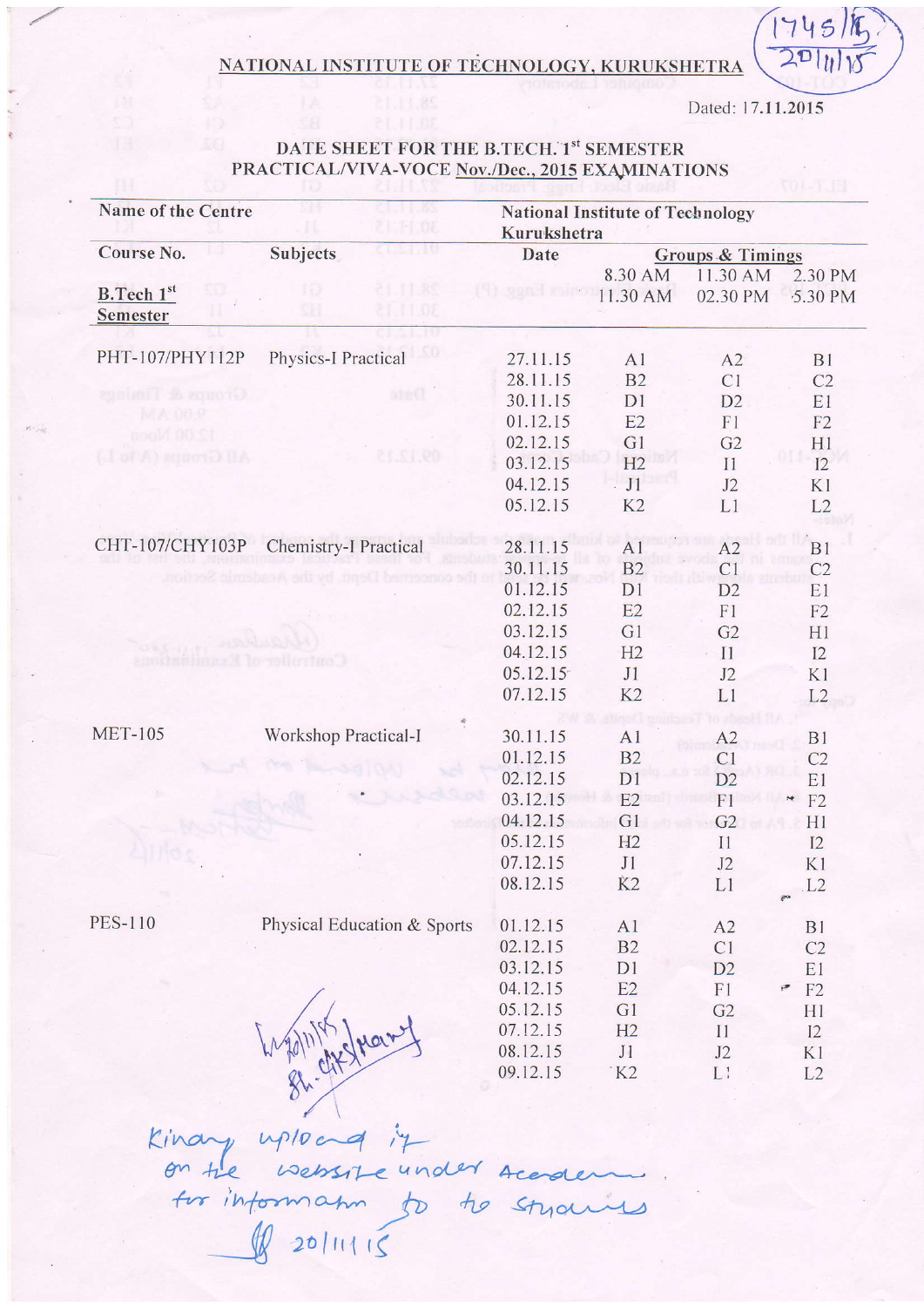1745/R
20/11/15

# NATIONAL INSTITUTE OF TECHNOLOGY, KURUKSHETRA

Dated: 17.11.2015

## DATE SHEET FOR THE B.TECH. 1st SEMESTER PRACTICAL/VIVA-VOCE Nov./Dec., 2015 EXAMINATIONS

| Name of the Centre | | National Institute of Technology Kurukshetra | | | |
|---|---|---|---|---|---|
| **Course No.** | **Subjects** | **Date** | **Groups & Timings** | | |
| **B.Tech 1st Semester** | | | 8.30 AM 11.30 AM | 11.30 AM 02.30 PM | 2.30 PM 5.30 PM |
| PHT-107/PHY112P | Physics-I Practical | 27.11.15 | A1 | A2 | B1 |
| | | 28.11.15 | B2 | C1 | C2 |
| | | 30.11.15 | D1 | D2 | E1 |
| | | 01.12.15 | E2 | F1 | F2 |
| | | 02.12.15 | G1 | G2 | H1 |
| | | 03.12.15 | H2 | I1 | I2 |
| | | 04.12.15 | J1 | J2 | K1 |
| | | 05.12.15 | K2 | L1 | L2 |
| CHT-107/CHY103P | Chemistry-I Practical | 28.11.15 | A1 | A2 | B1 |
| | | 30.11.15 | B2 | C1 | C2 |
| | | 01.12.15 | D1 | D2 | E1 |
| | | 02.12.15 | E2 | F1 | F2 |
| | | 03.12.15 | G1 | G2 | H1 |
| | | 04.12.15 | H2 | I1 | I2 |
| | | 05.12.15 | J1 | J2 | K1 |
| | | 07.12.15 | K2 | L1 | L2 |
| MET-105 | Workshop Practical-I | 30.11.15 | A1 | A2 | B1 |
| | | 01.12.15 | B2 | C1 | C2 |
| | | 02.12.15 | D1 | D2 | E1 |
| | | 03.12.15 | E2 | F1 | F2 |
| | | 04.12.15 | G1 | G2 | H1 |
| | | 05.12.15 | H2 | I1 | I2 |
| | | 07.12.15 | J1 | J2 | K1 |
| | | 08.12.15 | K2 | L1 | L2 |
| PES-110 | Physical Education & Sports | 01.12.15 | A1 | A2 | B1 |
| | | 02.12.15 | B2 | C1 | C2 |
| | | 03.12.15 | D1 | D2 | E1 |
| | | 04.12.15 | E2 | F1 | F2 |
| | | 05.12.15 | G1 | G2 | H1 |
| | | 07.12.15 | H2 | I1 | I2 |
| | | 08.12.15 | J1 | J2 | K1 |
| | | 09.12.15 | K2 | L1 | L2 |

Kindly upload it on the website under Academic for information to the students
20/11/15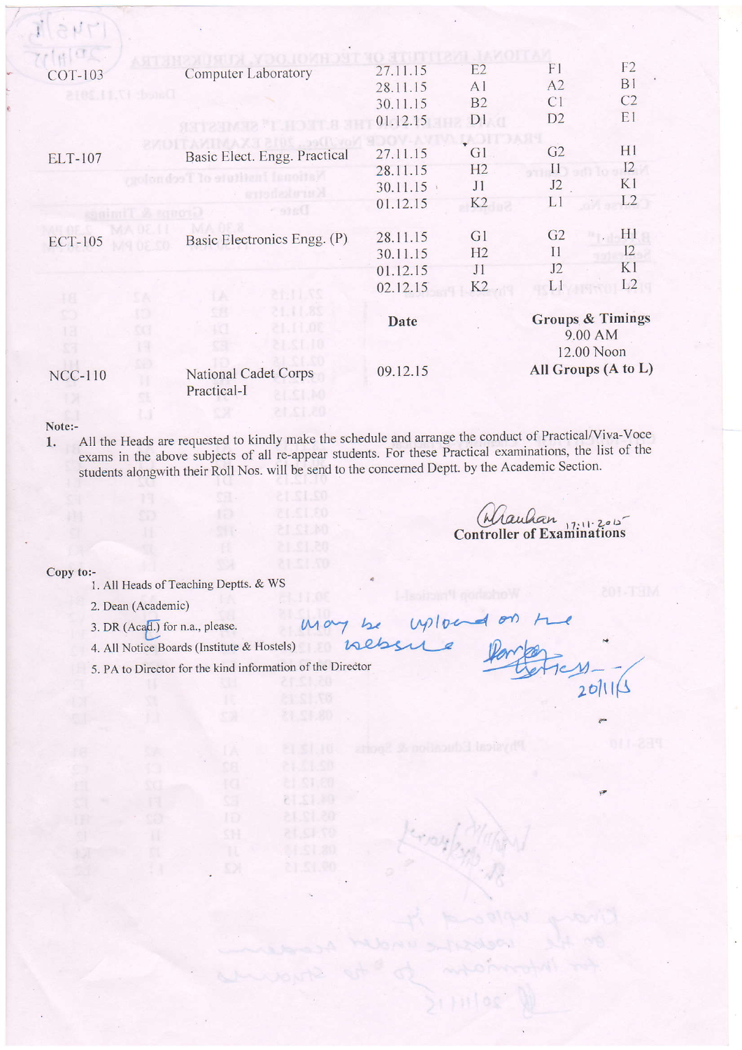| | | | | | |
|---|---|---|---|---|---|
| COT-103 | Computer Laboratory | 27.11.15 | E2 | F1 | F2 |
| | | 28.11.15 | A1 | A2 | B1 |
| | | 30.11.15 | B2 | C1 | C2 |
| | | 01.12.15 | D1 | D2 | E1 |
| ELT-107 | Basic Elect. Engg. Practical | 27.11.15 | G1 | G2 | H1 |
| | | 28.11.15 | H2 | I1 | I2 |
| | | 30.11.15 | J1 | J2 | K1 |
| | | 01.12.15 | K2 | L1 | L2 |
| ECT-105 | Basic Electronics Engg. (P) | 28.11.15 | G1 | G2 | H1 |
| | | 30.11.15 | H2 | I1 | I2 |
| | | 01.12.15 | J1 | J2 | K1 |
| | | 02.12.15 | K2 | L1 | L2 |

| | | Date | Groups & Timings 9.00 AM 12.00 Noon |
|---|---|---|---|
| NCC-110 | National Cadet Corps Practical-I | 09.12.15 | All Groups (A to L) |

Note:-

1. All the Heads are requested to kindly make the schedule and arrange the conduct of Practical/Viva-Voce exams in the above subjects of all re-appear students. For these Practical examinations, the list of the students alongwith their Roll Nos. will be send to the concerned Deptt. by the Academic Section.

Chauhan 17.11.2015
**Controller of Examinations**

Copy to:-

1. All Heads of Teaching Deptts. & WS
2. Dean (Academic)
3. DR (Acad.) for n.a., please.
4. All Notice Boards (Institute & Hostels)
5. PA to Director for the kind information of the Director

May be uploaded on the website
20/11/15